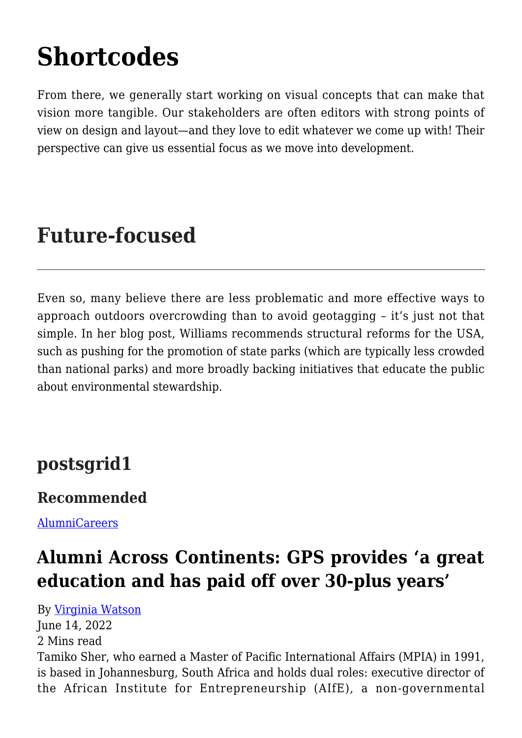# Shortcodes

From there, we generally start working on visual concepts that can make that vision more tangible. Our stakeholders are often editors with strong points of view on design and layout—and they love to edit whatever we come up with! Their perspective can give us essential focus as we move into development.

## Future-focused

---

Even so, many believe there are less problematic and more effective ways to approach outdoors overcrowding than to avoid geotagging – it's just not that simple. In her blog post, Williams recommends structural reforms for the USA, such as pushing for the promotion of state parks (which are typically less crowded than national parks) and more broadly backing initiatives that educate the public about environmental stewardship.

### postsgrid1

#### Recommended

[AlumniCareers]

## Alumni Across Continents: GPS provides 'a great education and has paid off over 30-plus years'

By [Virginia Watson]
June 14, 2022
2 Mins read
Tamiko Sher, who earned a Master of Pacific International Affairs (MPIA) in 1991, is based in Johannesburg, South Africa and holds dual roles: executive director of the African Institute for Entrepreneurship (AIfE), a non-governmental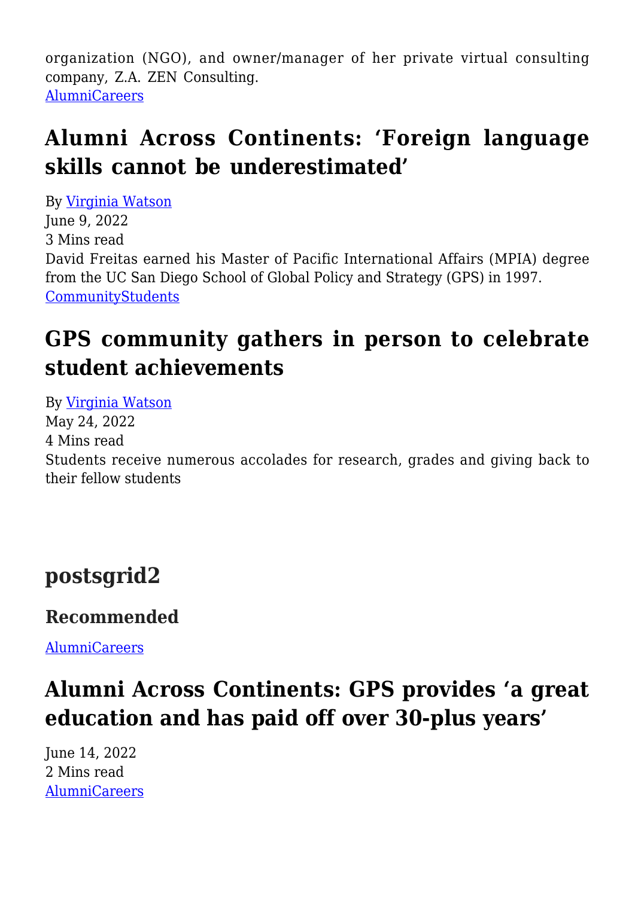organization (NGO), and owner/manager of her private virtual consulting company, Z.A. ZEN Consulting.

[AlumniCareers]

## Alumni Across Continents: ‘Foreign language skills cannot be underestimated’

By [Virginia Watson]

June 9, 2022

3 Mins read

David Freitas earned his Master of Pacific International Affairs (MPIA) degree from the UC San Diego School of Global Policy and Strategy (GPS) in 1997.

[CommunityStudents]

## GPS community gathers in person to celebrate student achievements

By [Virginia Watson]

May 24, 2022

4 Mins read

Students receive numerous accolades for research, grades and giving back to their fellow students

## postsgrid2

### Recommended

[AlumniCareers]

## Alumni Across Continents: GPS provides ‘a great education and has paid off over 30-plus years’

June 14, 2022

2 Mins read

[AlumniCareers]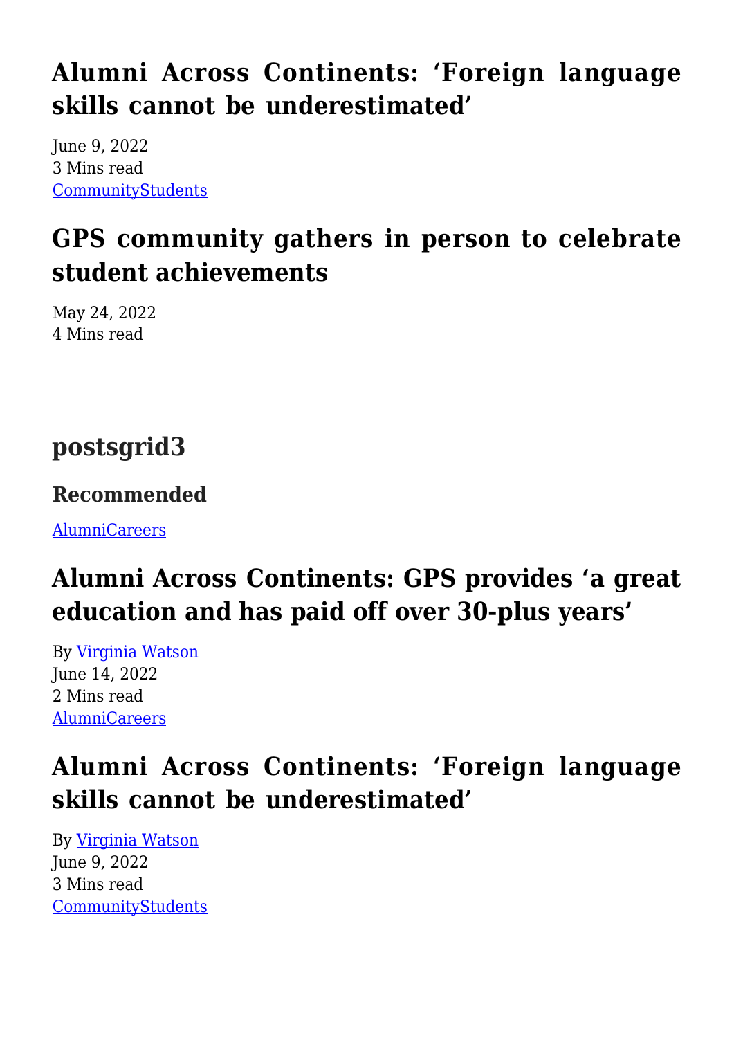## Alumni Across Continents: 'Foreign language skills cannot be underestimated'

June 9, 2022
3 Mins read
[CommunityStudents]

## GPS community gathers in person to celebrate student achievements

May 24, 2022
4 Mins read

## postsgrid3

### Recommended

[AlumniCareers]

## Alumni Across Continents: GPS provides 'a great education and has paid off over 30-plus years'

By [Virginia Watson]
June 14, 2022
2 Mins read
[AlumniCareers]

## Alumni Across Continents: 'Foreign language skills cannot be underestimated'

By [Virginia Watson]
June 9, 2022
3 Mins read
[CommunityStudents]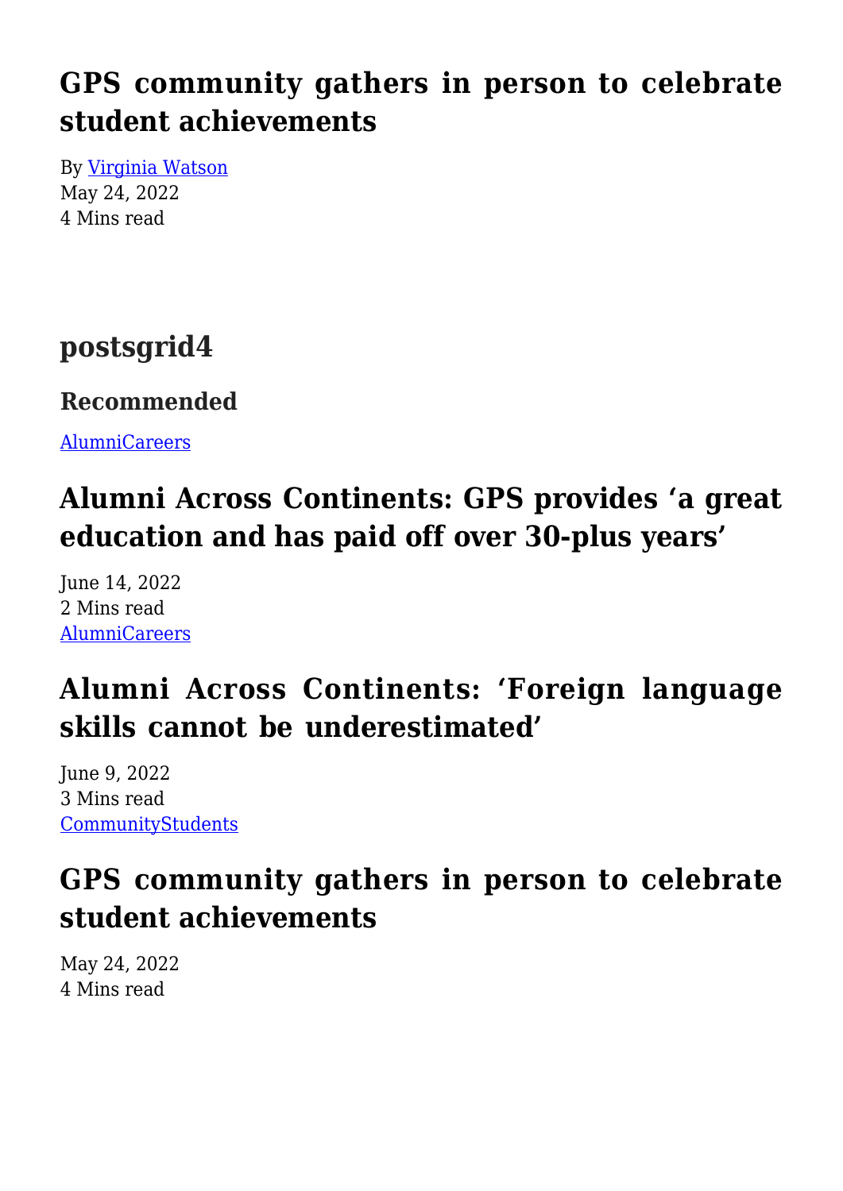## GPS community gathers in person to celebrate student achievements

By Virginia Watson
May 24, 2022
4 Mins read

## postsgrid4

### Recommended

AlumniCareers

## Alumni Across Continents: GPS provides 'a great education and has paid off over 30-plus years'

June 14, 2022
2 Mins read
AlumniCareers

## Alumni Across Continents: 'Foreign language skills cannot be underestimated'

June 9, 2022
3 Mins read
CommunityStudents

## GPS community gathers in person to celebrate student achievements

May 24, 2022
4 Mins read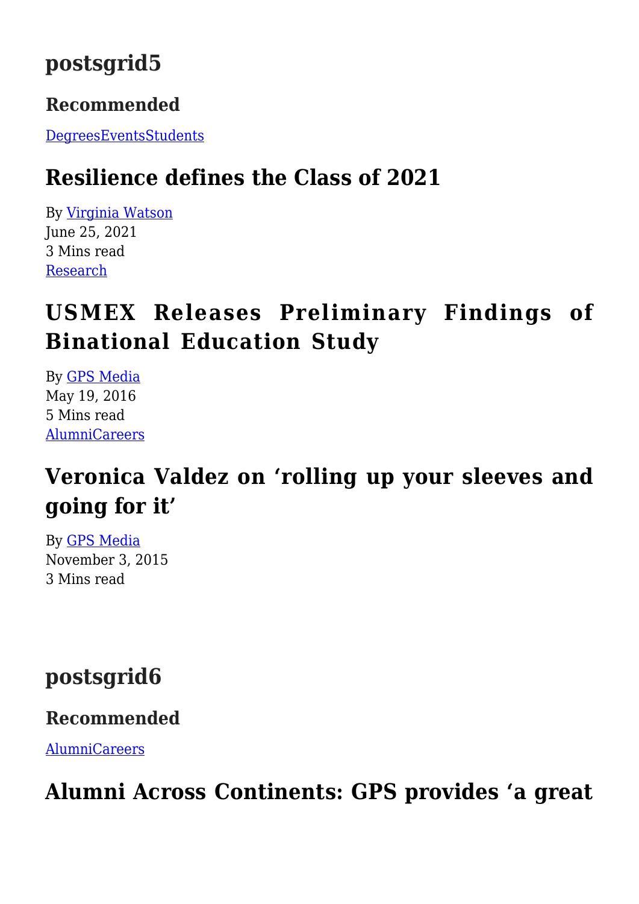## postsgrid5

### Recommended

DegreesEventsStudents

## Resilience defines the Class of 2021

By Virginia Watson
June 25, 2021
3 Mins read
Research

## USMEX Releases Preliminary Findings of Binational Education Study

By GPS Media
May 19, 2016
5 Mins read
AlumniCareers

## Veronica Valdez on 'rolling up your sleeves and going for it'

By GPS Media
November 3, 2015
3 Mins read

## postsgrid6

### Recommended

AlumniCareers

## Alumni Across Continents: GPS provides 'a great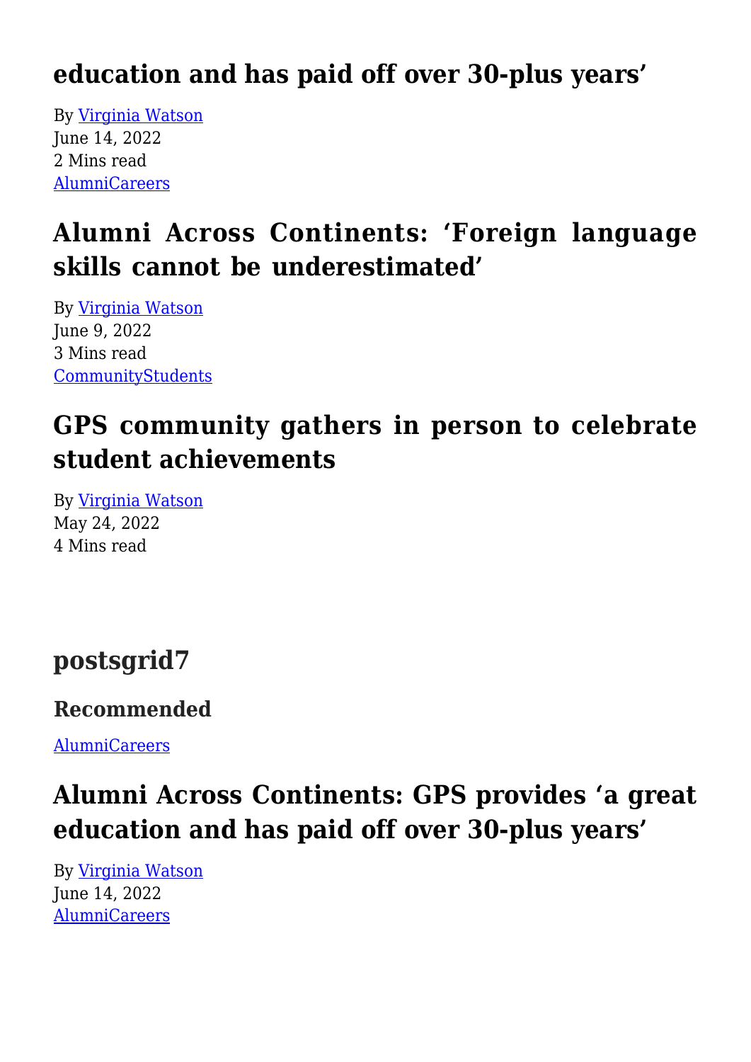## education and has paid off over 30-plus years'

By Virginia Watson
June 14, 2022
2 Mins read
AlumniCareers

## Alumni Across Continents: 'Foreign language skills cannot be underestimated'

By Virginia Watson
June 9, 2022
3 Mins read
CommunityStudents

## GPS community gathers in person to celebrate student achievements

By Virginia Watson
May 24, 2022
4 Mins read

## postsgrid7

### Recommended

AlumniCareers

## Alumni Across Continents: GPS provides 'a great education and has paid off over 30-plus years'

By Virginia Watson
June 14, 2022
AlumniCareers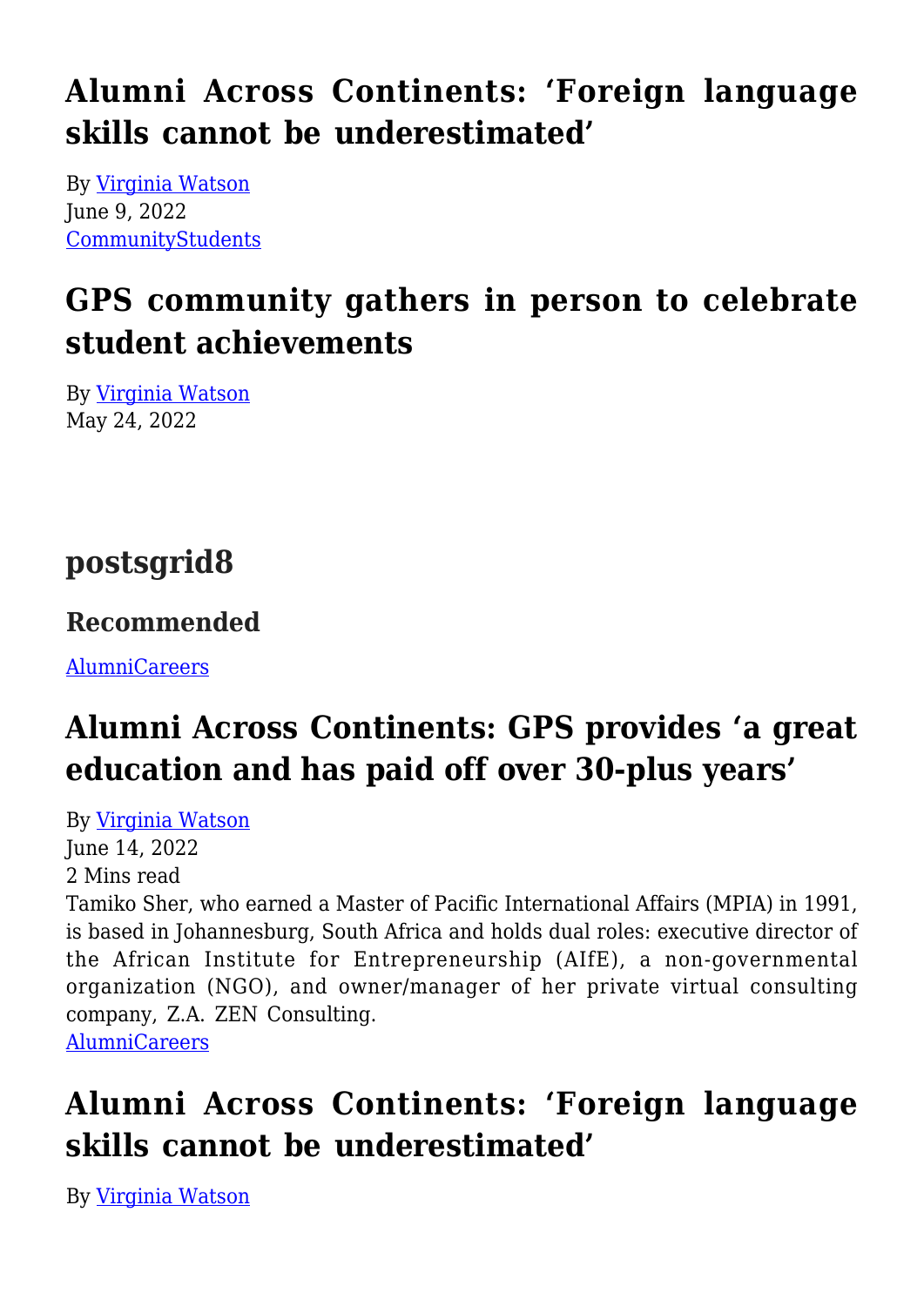## Alumni Across Continents: 'Foreign language skills cannot be underestimated'

By Virginia Watson
June 9, 2022
CommunityStudents

## GPS community gathers in person to celebrate student achievements

By Virginia Watson
May 24, 2022

## postsgrid8

### Recommended

AlumniCareers

## Alumni Across Continents: GPS provides 'a great education and has paid off over 30-plus years'

By Virginia Watson
June 14, 2022
2 Mins read
Tamiko Sher, who earned a Master of Pacific International Affairs (MPIA) in 1991, is based in Johannesburg, South Africa and holds dual roles: executive director of the African Institute for Entrepreneurship (AIfE), a non-governmental organization (NGO), and owner/manager of her private virtual consulting company, Z.A. ZEN Consulting.
AlumniCareers

## Alumni Across Continents: 'Foreign language skills cannot be underestimated'

By Virginia Watson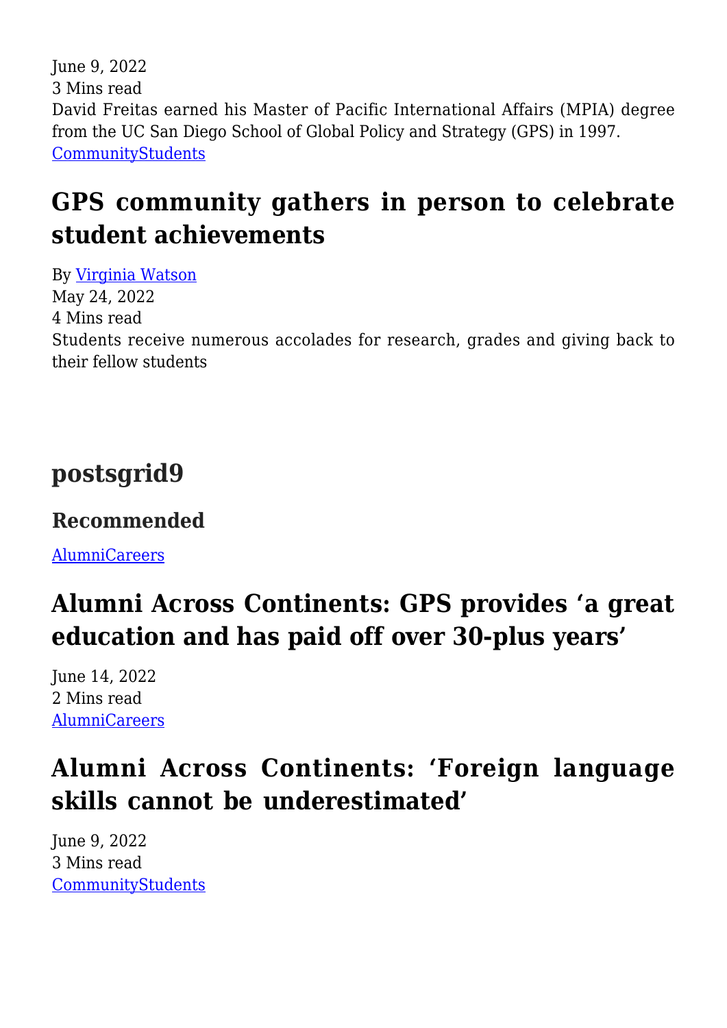June 9, 2022
3 Mins read
David Freitas earned his Master of Pacific International Affairs (MPIA) degree from the UC San Diego School of Global Policy and Strategy (GPS) in 1997.
[CommunityStudents]

## GPS community gathers in person to celebrate student achievements

By [Virginia Watson]
May 24, 2022
4 Mins read
Students receive numerous accolades for research, grades and giving back to their fellow students

## postsgrid9

### Recommended

[AlumniCareers]

## Alumni Across Continents: GPS provides 'a great education and has paid off over 30-plus years'

June 14, 2022
2 Mins read
[AlumniCareers]

## Alumni Across Continents: 'Foreign language skills cannot be underestimated'

June 9, 2022
3 Mins read
[CommunityStudents]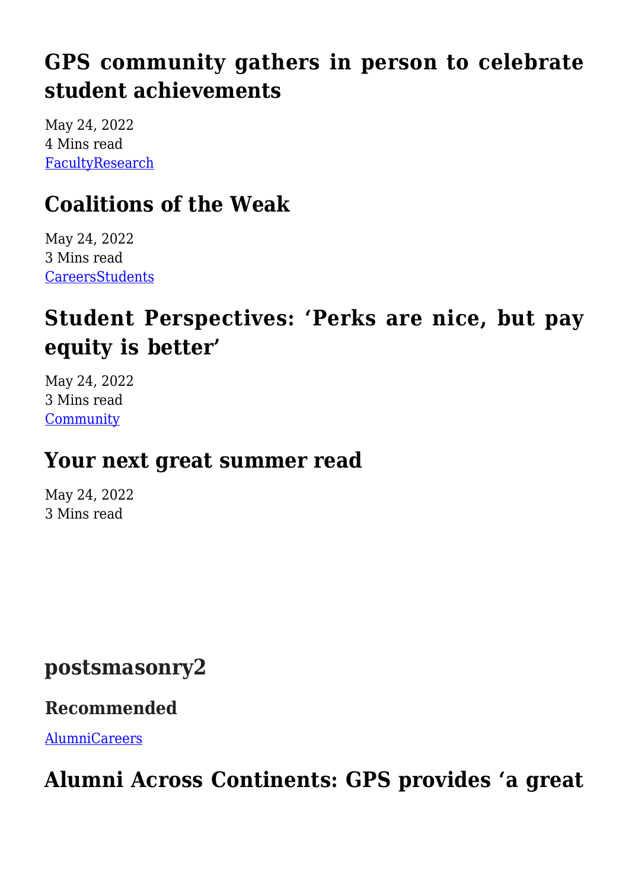## GPS community gathers in person to celebrate student achievements

May 24, 2022
4 Mins read
[FacultyResearch]

## Coalitions of the Weak

May 24, 2022
3 Mins read
[CareersStudents]

## Student Perspectives: ‘Perks are nice, but pay equity is better’

May 24, 2022
3 Mins read
[Community]

## Your next great summer read

May 24, 2022
3 Mins read

## postsmasonry2

### Recommended

[AlumniCareers]

## Alumni Across Continents: GPS provides ‘a great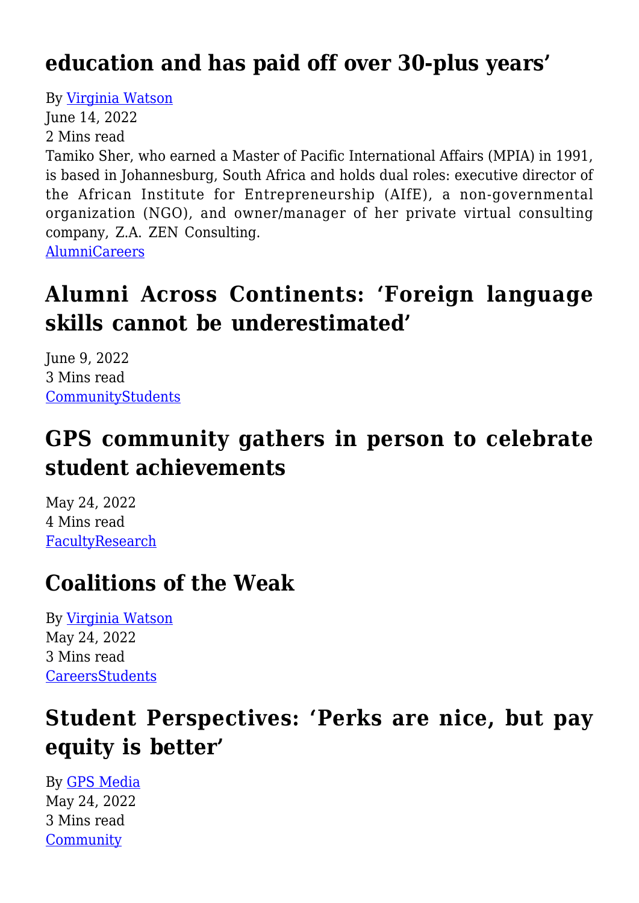## education and has paid off over 30-plus years'

By Virginia Watson
June 14, 2022
2 Mins read
Tamiko Sher, who earned a Master of Pacific International Affairs (MPIA) in 1991, is based in Johannesburg, South Africa and holds dual roles: executive director of the African Institute for Entrepreneurship (AIfE), a non-governmental organization (NGO), and owner/manager of her private virtual consulting company, Z.A. ZEN Consulting.
AlumniCareers

## Alumni Across Continents: 'Foreign language skills cannot be underestimated'

June 9, 2022
3 Mins read
CommunityStudents

## GPS community gathers in person to celebrate student achievements

May 24, 2022
4 Mins read
FacultyResearch

## Coalitions of the Weak

By Virginia Watson
May 24, 2022
3 Mins read
CareersStudents

## Student Perspectives: 'Perks are nice, but pay equity is better'

By GPS Media
May 24, 2022
3 Mins read
Community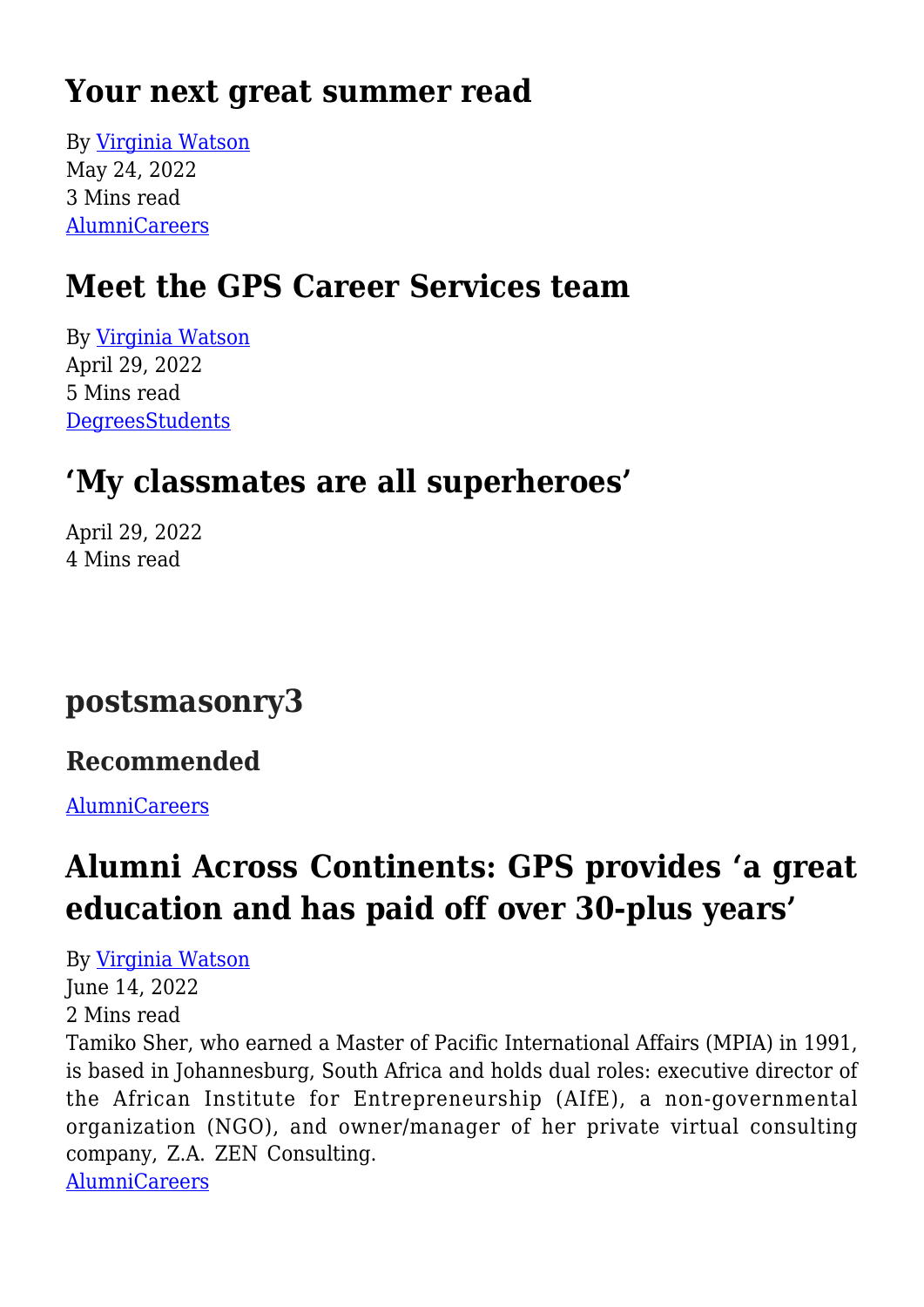## Your next great summer read

By Virginia Watson
May 24, 2022
3 Mins read
AlumniCareers

## Meet the GPS Career Services team

By Virginia Watson
April 29, 2022
5 Mins read
DegreesStudents

## 'My classmates are all superheroes'

April 29, 2022
4 Mins read

## postsmasonry3

### Recommended

AlumniCareers

## Alumni Across Continents: GPS provides 'a great education and has paid off over 30-plus years'

By Virginia Watson
June 14, 2022
2 Mins read
Tamiko Sher, who earned a Master of Pacific International Affairs (MPIA) in 1991, is based in Johannesburg, South Africa and holds dual roles: executive director of the African Institute for Entrepreneurship (AIfE), a non-governmental organization (NGO), and owner/manager of her private virtual consulting company, Z.A. ZEN Consulting.
AlumniCareers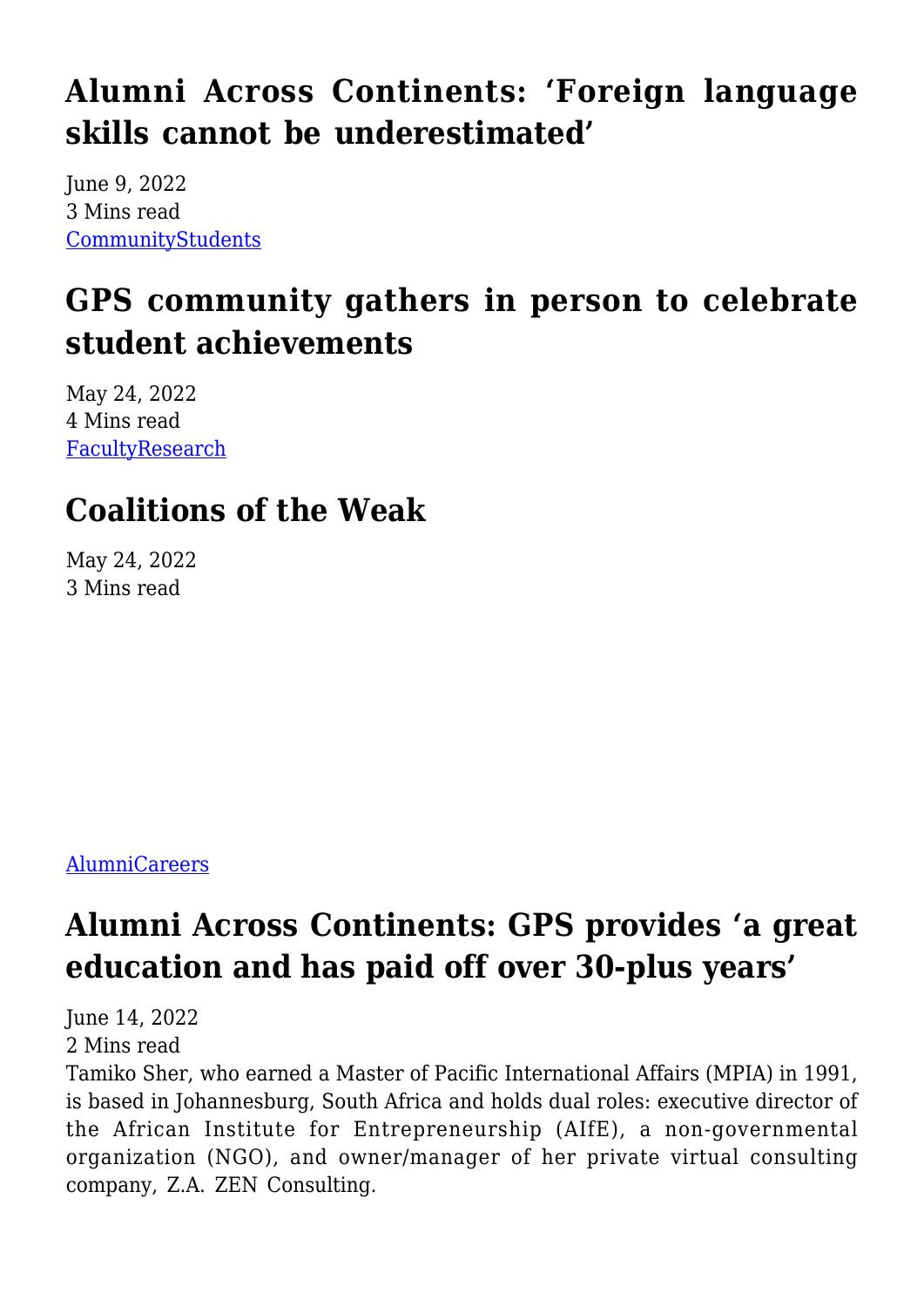## Alumni Across Continents: 'Foreign language skills cannot be underestimated'

June 9, 2022
3 Mins read
[CommunityStudents]

## GPS community gathers in person to celebrate student achievements

May 24, 2022
4 Mins read
[FacultyResearch]

## Coalitions of the Weak

May 24, 2022
3 Mins read

[AlumniCareers]

## Alumni Across Continents: GPS provides 'a great education and has paid off over 30-plus years'

June 14, 2022
2 Mins read
Tamiko Sher, who earned a Master of Pacific International Affairs (MPIA) in 1991, is based in Johannesburg, South Africa and holds dual roles: executive director of the African Institute for Entrepreneurship (AIfE), a non-governmental organization (NGO), and owner/manager of her private virtual consulting company, Z.A. ZEN Consulting.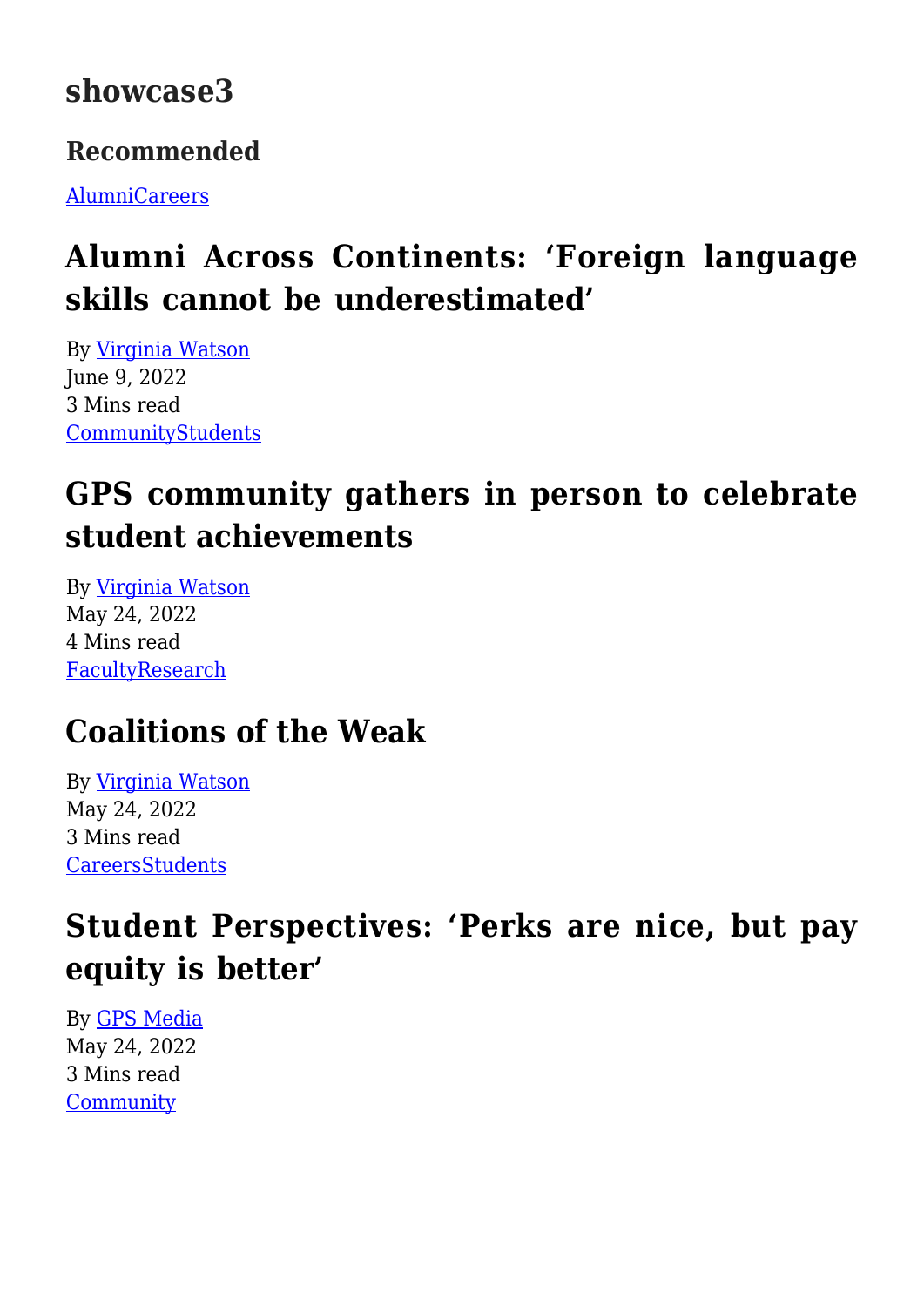## showcase3

### Recommended

AlumniCareers

## Alumni Across Continents: 'Foreign language skills cannot be underestimated'

By Virginia Watson
June 9, 2022
3 Mins read
CommunityStudents

## GPS community gathers in person to celebrate student achievements

By Virginia Watson
May 24, 2022
4 Mins read
FacultyResearch

## Coalitions of the Weak

By Virginia Watson
May 24, 2022
3 Mins read
CareersStudents

## Student Perspectives: 'Perks are nice, but pay equity is better'

By GPS Media
May 24, 2022
3 Mins read
Community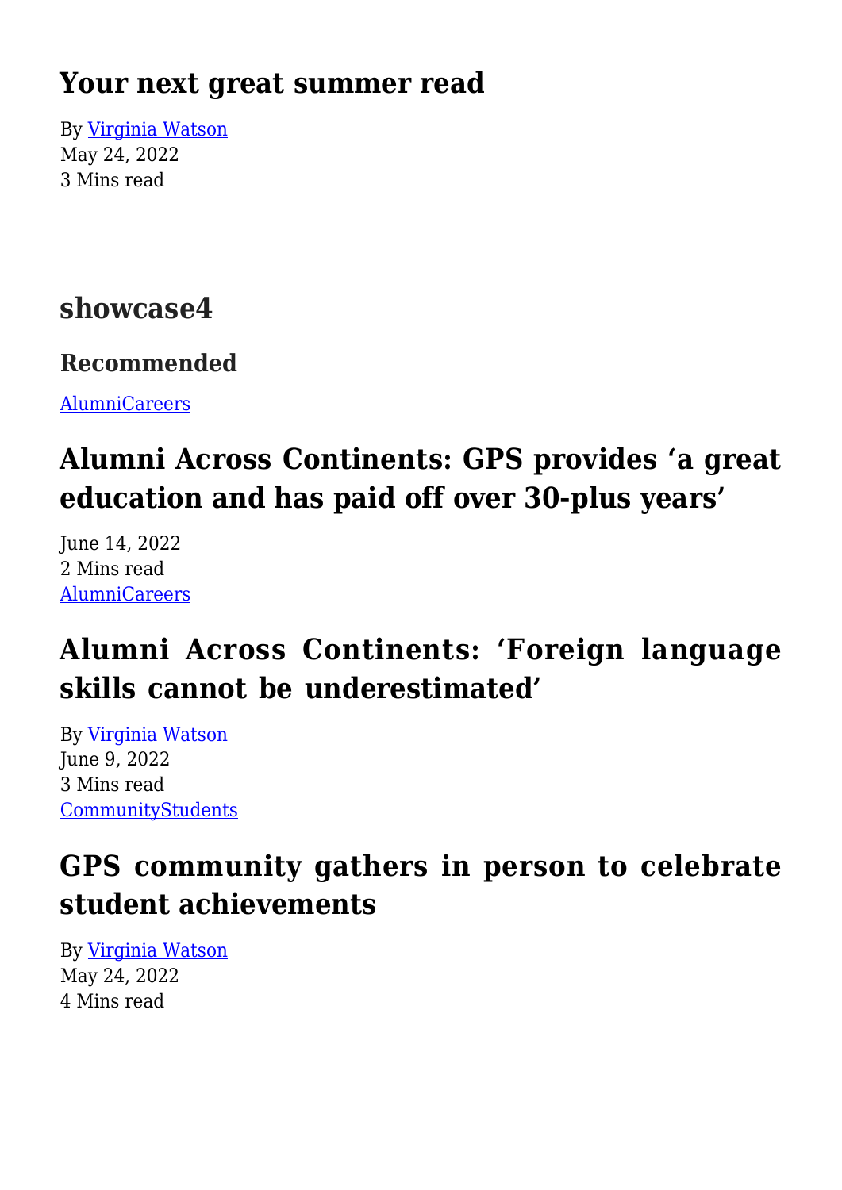## Your next great summer read

By [Virginia Watson](#)
May 24, 2022
3 Mins read

## showcase4

### Recommended

[AlumniCareers](#)

## Alumni Across Continents: GPS provides 'a great education and has paid off over 30-plus years'

June 14, 2022
2 Mins read
[AlumniCareers](#)

## Alumni Across Continents: 'Foreign language skills cannot be underestimated'

By [Virginia Watson](#)
June 9, 2022
3 Mins read
[CommunityStudents](#)

## GPS community gathers in person to celebrate student achievements

By [Virginia Watson](#)
May 24, 2022
4 Mins read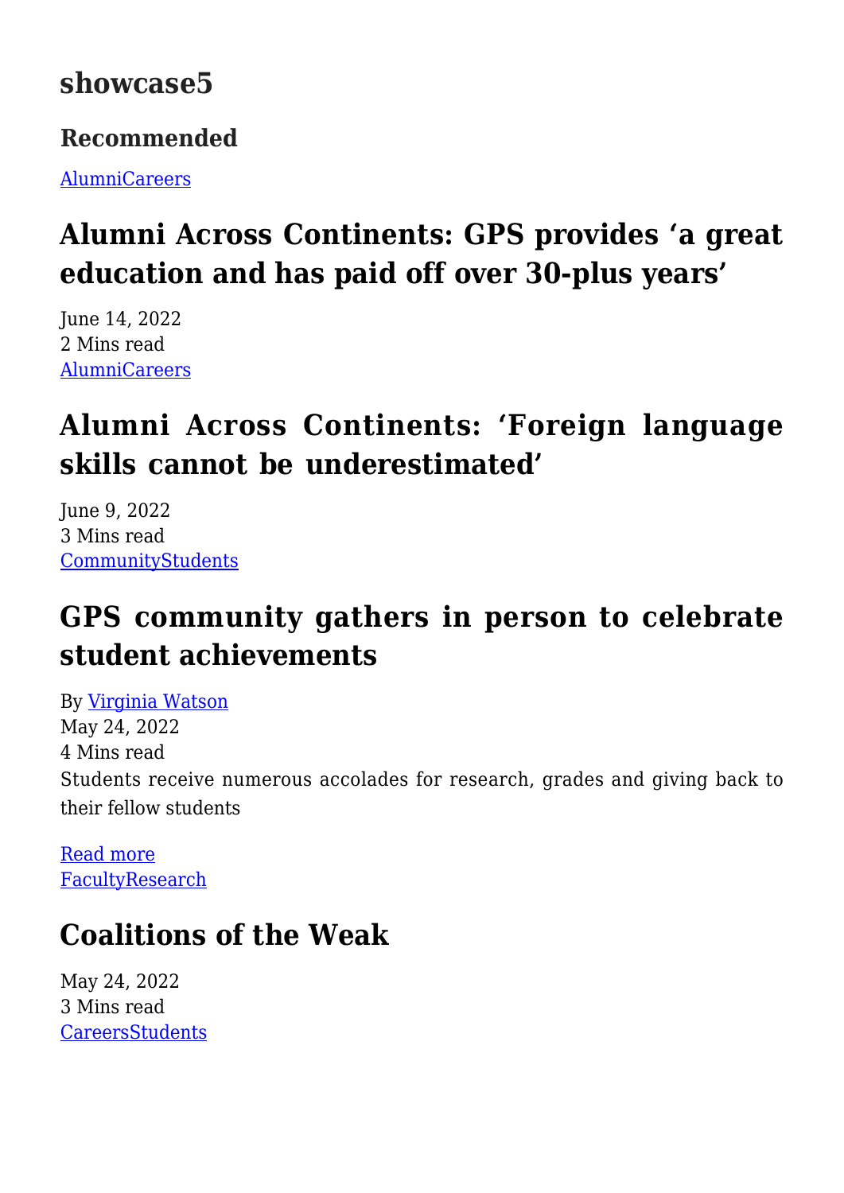## showcase5

### Recommended

AlumniCareers

## Alumni Across Continents: GPS provides 'a great education and has paid off over 30-plus years'

June 14, 2022
2 Mins read
AlumniCareers

## Alumni Across Continents: 'Foreign language skills cannot be underestimated'

June 9, 2022
3 Mins read
CommunityStudents

## GPS community gathers in person to celebrate student achievements

By Virginia Watson
May 24, 2022
4 Mins read
Students receive numerous accolades for research, grades and giving back to their fellow students

Read more
FacultyResearch

## Coalitions of the Weak

May 24, 2022
3 Mins read
CareersStudents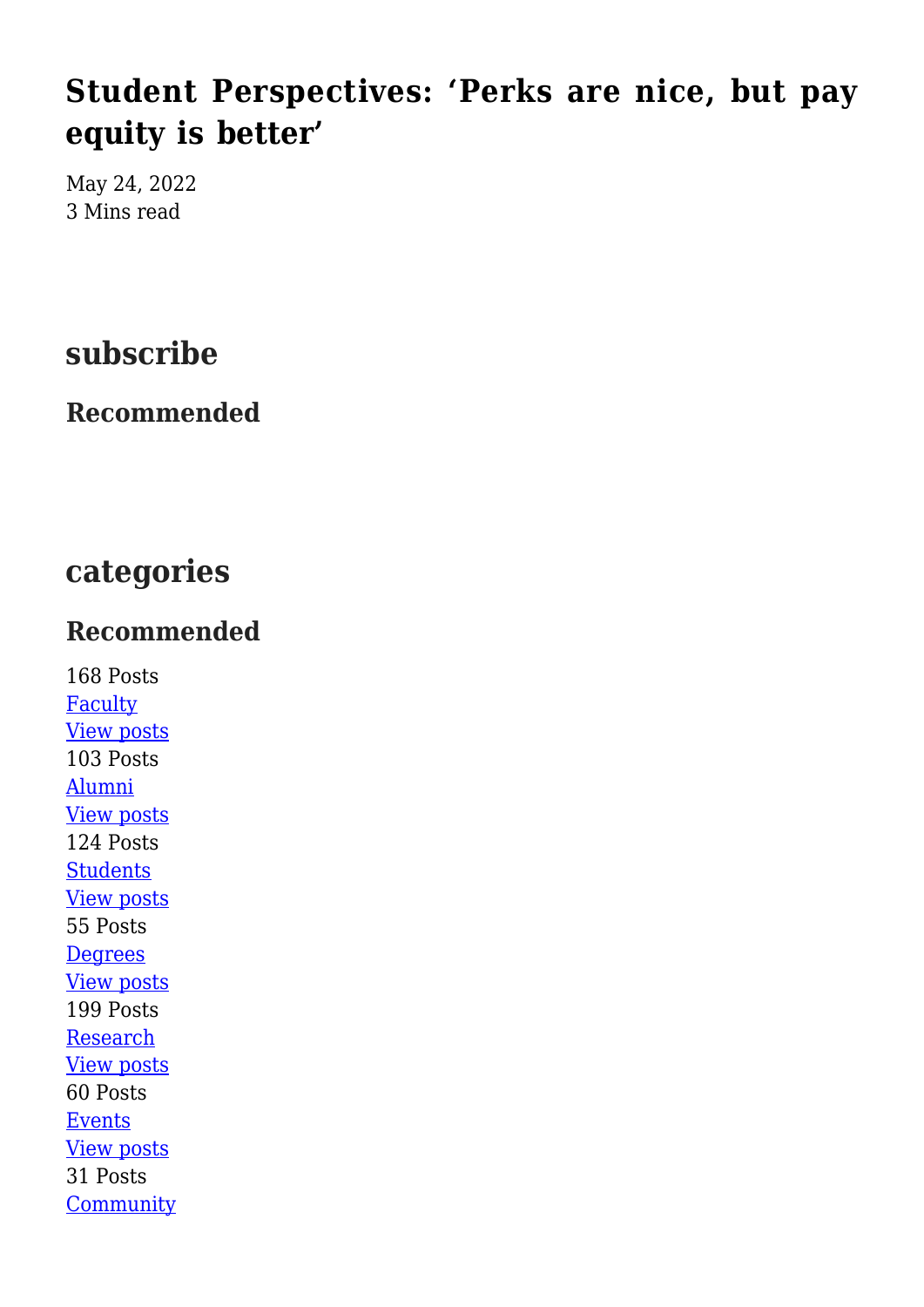## Student Perspectives: ‘Perks are nice, but pay equity is better’

May 24, 2022
3 Mins read

## subscribe

### Recommended

## categories

### Recommended

168 Posts
Faculty
View posts
103 Posts
Alumni
View posts
124 Posts
Students
View posts
55 Posts
Degrees
View posts
199 Posts
Research
View posts
60 Posts
Events
View posts
31 Posts
Community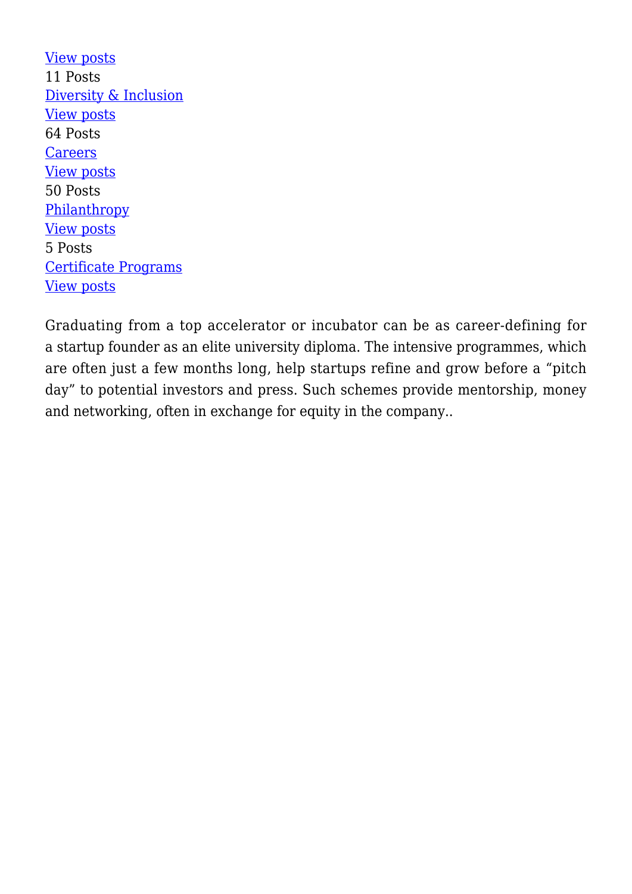View posts
11 Posts
Diversity & Inclusion
View posts
64 Posts
Careers
View posts
50 Posts
Philanthropy
View posts
5 Posts
Certificate Programs
View posts

Graduating from a top accelerator or incubator can be as career-defining for a startup founder as an elite university diploma. The intensive programmes, which are often just a few months long, help startups refine and grow before a “pitch day” to potential investors and press. Such schemes provide mentorship, money and networking, often in exchange for equity in the company..